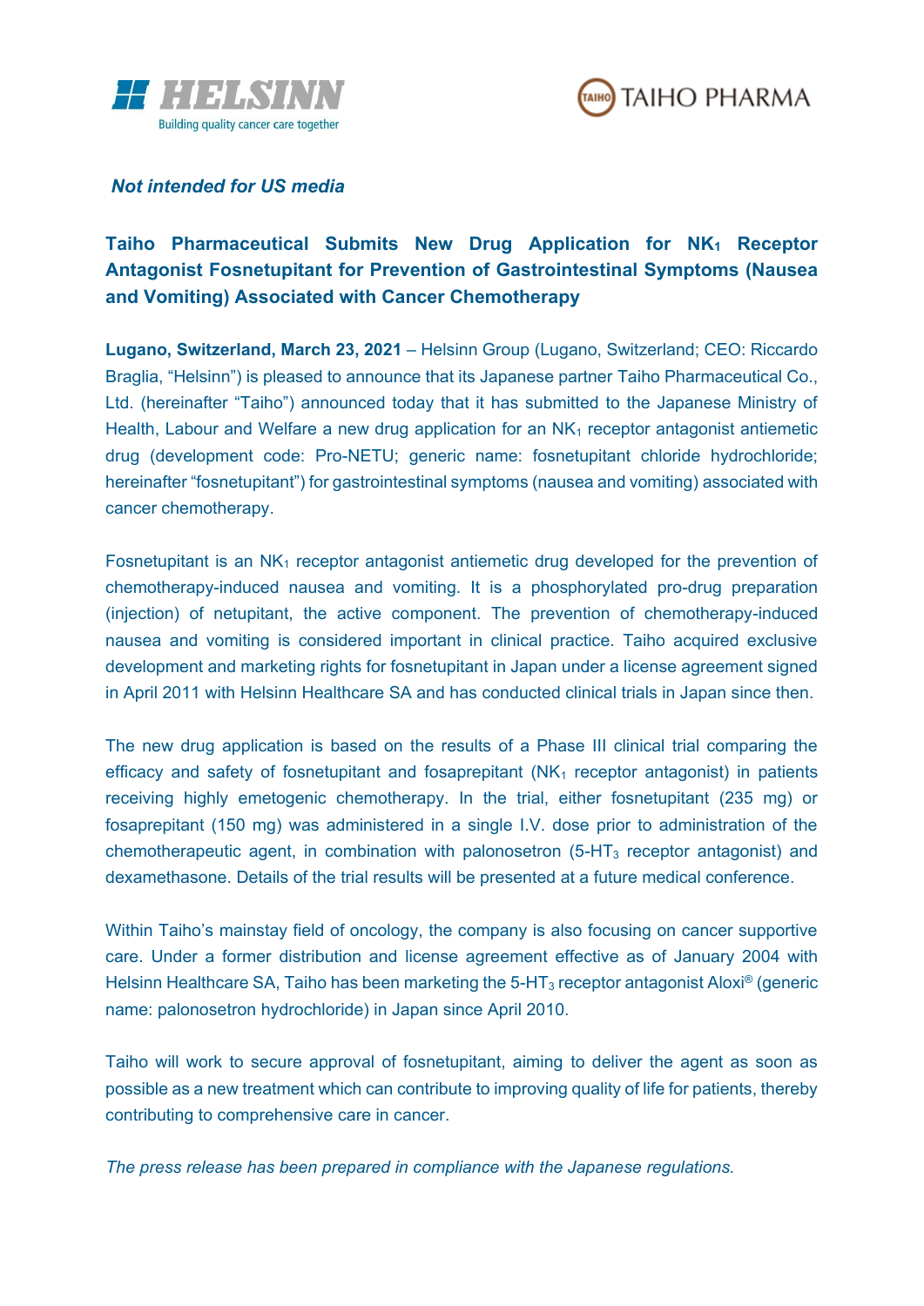*Not intended for US media*

## Taiho Pharmaceutical Submits New Drug Application for $NK_1$ Receptor Antagonist Fosnetupitant for Prevention of Gastrointestinal Symptoms (Nausea and Vomiting) Associated with Cancer Chemotherapy

**Lugano, Switzerland, March 23, 2021** – Helsinn Group (Lugano, Switzerland; CEO: Riccardo Braglia, “Helsinn”) is pleased to announce that its Japanese partner Taiho Pharmaceutical Co., Ltd. (hereinafter “Taiho”) announced today that it has submitted to the Japanese Ministry of Health, Labour and Welfare a new drug application for an $NK_1$ receptor antagonist antiemetic drug (development code: Pro-NETU; generic name: fosnetupitant chloride hydrochloride; hereinafter “fosnetupitant”) for gastrointestinal symptoms (nausea and vomiting) associated with cancer chemotherapy.

Fosnetupitant is an $NK_1$ receptor antagonist antiemetic drug developed for the prevention of chemotherapy-induced nausea and vomiting. It is a phosphorylated pro-drug preparation (injection) of netupitant, the active component. The prevention of chemotherapy-induced nausea and vomiting is considered important in clinical practice. Taiho acquired exclusive development and marketing rights for fosnetupitant in Japan under a license agreement signed in April 2011 with Helsinn Healthcare SA and has conducted clinical trials in Japan since then.

The new drug application is based on the results of a Phase III clinical trial comparing the efficacy and safety of fosnetupitant and fosaprepitant ($NK_1$ receptor antagonist) in patients receiving highly emetogenic chemotherapy. In the trial, either fosnetupitant (235 mg) or fosaprepitant (150 mg) was administered in a single I.V. dose prior to administration of the chemotherapeutic agent, in combination with palonosetron (5-$HT_3$ receptor antagonist) and dexamethasone. Details of the trial results will be presented at a future medical conference.

Within Taiho’s mainstay field of oncology, the company is also focusing on cancer supportive care. Under a former distribution and license agreement effective as of January 2004 with Helsinn Healthcare SA, Taiho has been marketing the 5-$HT_3$ receptor antagonist Aloxi® (generic name: palonosetron hydrochloride) in Japan since April 2010.

Taiho will work to secure approval of fosnetupitant, aiming to deliver the agent as soon as possible as a new treatment which can contribute to improving quality of life for patients, thereby contributing to comprehensive care in cancer.

*The press release has been prepared in compliance with the Japanese regulations.*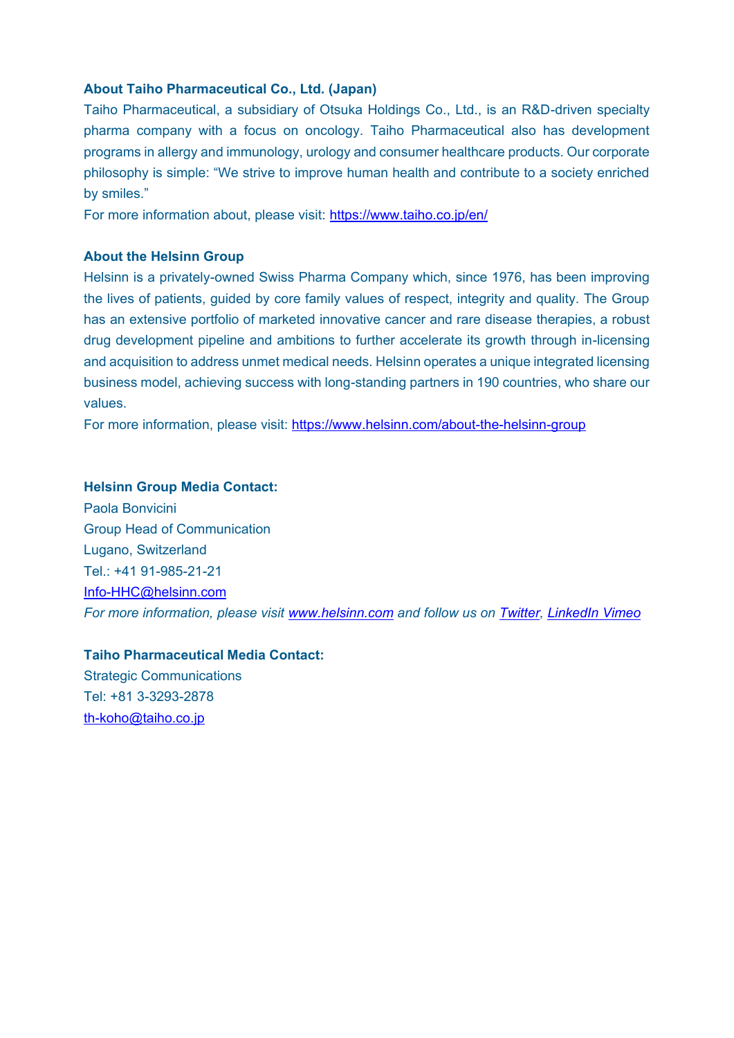**About Taiho Pharmaceutical Co., Ltd. (Japan)**

Taiho Pharmaceutical, a subsidiary of Otsuka Holdings Co., Ltd., is an R&D-driven specialty pharma company with a focus on oncology. Taiho Pharmaceutical also has development programs in allergy and immunology, urology and consumer healthcare products. Our corporate philosophy is simple: “We strive to improve human health and contribute to a society enriched by smiles.”

For more information about, please visit: https://www.taiho.co.jp/en/

**About the Helsinn Group**

Helsinn is a privately-owned Swiss Pharma Company which, since 1976, has been improving the lives of patients, guided by core family values of respect, integrity and quality. The Group has an extensive portfolio of marketed innovative cancer and rare disease therapies, a robust drug development pipeline and ambitions to further accelerate its growth through in-licensing and acquisition to address unmet medical needs. Helsinn operates a unique integrated licensing business model, achieving success with long-standing partners in 190 countries, who share our values.

For more information, please visit: https://www.helsinn.com/about-the-helsinn-group

**Helsinn Group Media Contact:**

Paola Bonvicini
Group Head of Communication
Lugano, Switzerland
Tel.: +41 91-985-21-21
Info-HHC@helsinn.com
*For more information, please visit www.helsinn.com and follow us on Twitter, LinkedIn Vimeo*

**Taiho Pharmaceutical Media Contact:**

Strategic Communications
Tel: +81 3-3293-2878
th-koho@taiho.co.jp